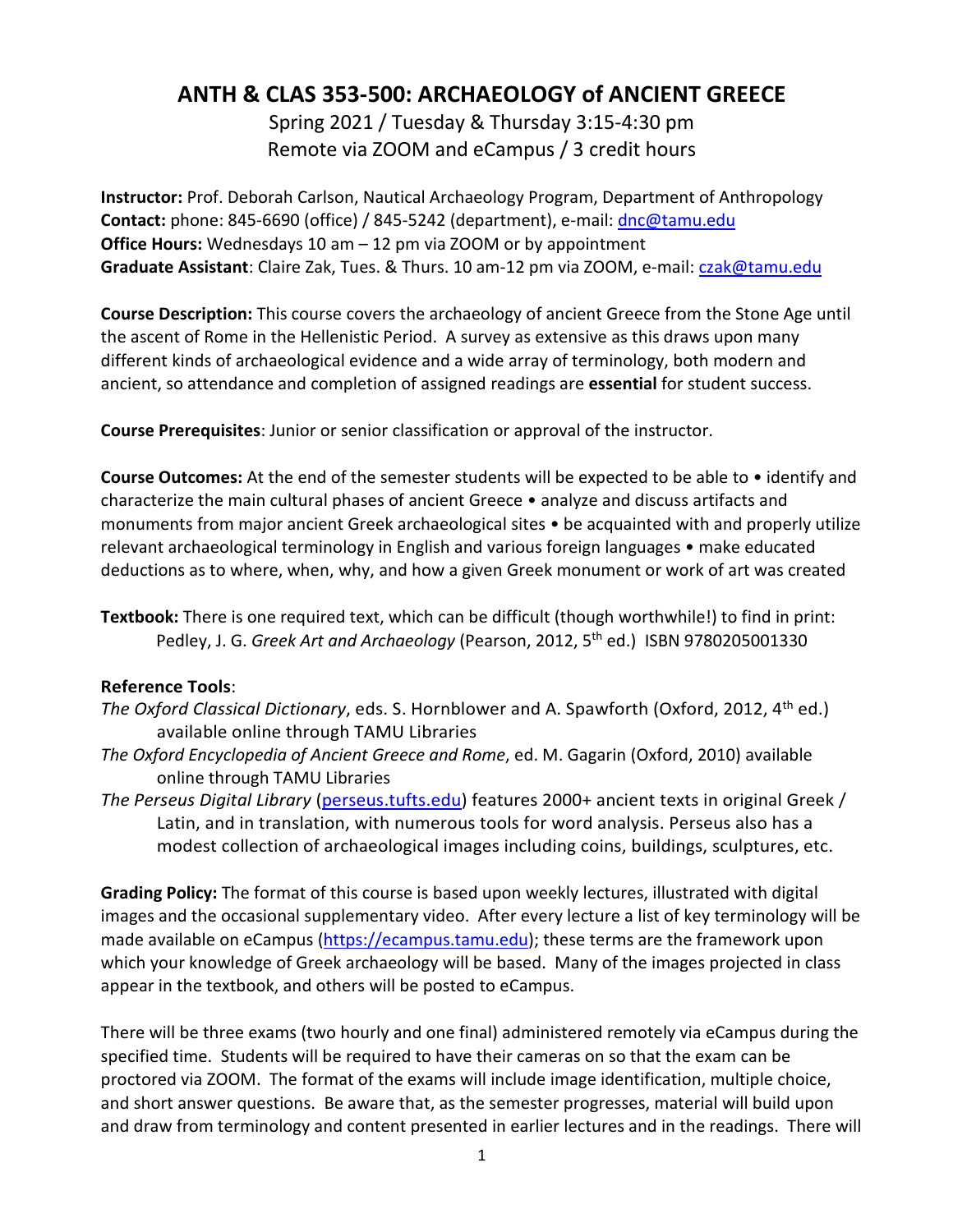# ANTH & CLAS 353-500: ARCHAEOLOGY of ANCIENT GREECE

Spring 2021 / Tuesday & Thursday 3:15-4:30 pm
Remote via ZOOM and eCampus / 3 credit hours

**Instructor:** Prof. Deborah Carlson, Nautical Archaeology Program, Department of Anthropology
**Contact:** phone: 845-6690 (office) / 845-5242 (department), e-mail: dnc@tamu.edu
**Office Hours:** Wednesdays 10 am – 12 pm via ZOOM or by appointment
**Graduate Assistant**: Claire Zak, Tues. & Thurs. 10 am-12 pm via ZOOM, e-mail: czak@tamu.edu

**Course Description:** This course covers the archaeology of ancient Greece from the Stone Age until the ascent of Rome in the Hellenistic Period. A survey as extensive as this draws upon many different kinds of archaeological evidence and a wide array of terminology, both modern and ancient, so attendance and completion of assigned readings are **essential** for student success.

**Course Prerequisites**: Junior or senior classification or approval of the instructor.

**Course Outcomes:** At the end of the semester students will be expected to be able to • identify and characterize the main cultural phases of ancient Greece • analyze and discuss artifacts and monuments from major ancient Greek archaeological sites • be acquainted with and properly utilize relevant archaeological terminology in English and various foreign languages • make educated deductions as to where, when, why, and how a given Greek monument or work of art was created

**Textbook:** There is one required text, which can be difficult (though worthwhile!) to find in print:
Pedley, J. G. *Greek Art and Archaeology* (Pearson, 2012, 5th ed.) ISBN 9780205001330

**Reference Tools**:

*The Oxford Classical Dictionary*, eds. S. Hornblower and A. Spawforth (Oxford, 2012, 4th ed.) available online through TAMU Libraries

*The Oxford Encyclopedia of Ancient Greece and Rome*, ed. M. Gagarin (Oxford, 2010) available online through TAMU Libraries

*The Perseus Digital Library* (perseus.tufts.edu) features 2000+ ancient texts in original Greek / Latin, and in translation, with numerous tools for word analysis. Perseus also has a modest collection of archaeological images including coins, buildings, sculptures, etc.

**Grading Policy:** The format of this course is based upon weekly lectures, illustrated with digital images and the occasional supplementary video. After every lecture a list of key terminology will be made available on eCampus (https://ecampus.tamu.edu); these terms are the framework upon which your knowledge of Greek archaeology will be based. Many of the images projected in class appear in the textbook, and others will be posted to eCampus.

There will be three exams (two hourly and one final) administered remotely via eCampus during the specified time. Students will be required to have their cameras on so that the exam can be proctored via ZOOM. The format of the exams will include image identification, multiple choice, and short answer questions. Be aware that, as the semester progresses, material will build upon and draw from terminology and content presented in earlier lectures and in the readings. There will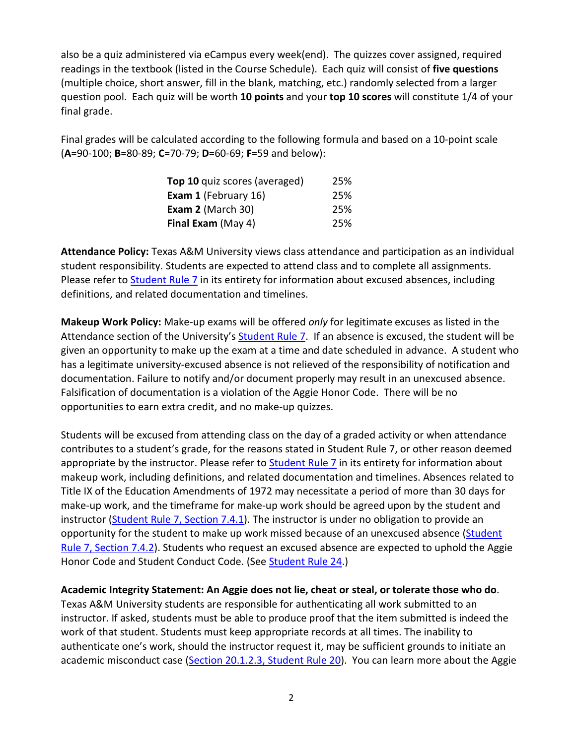also be a quiz administered via eCampus every week(end). The quizzes cover assigned, required readings in the textbook (listed in the Course Schedule). Each quiz will consist of **five questions** (multiple choice, short answer, fill in the blank, matching, etc.) randomly selected from a larger question pool. Each quiz will be worth **10 points** and your **top 10 scores** will constitute 1/4 of your final grade.

Final grades will be calculated according to the following formula and based on a 10-point scale (**A**=90-100; **B**=80-89; **C**=70-79; **D**=60-69; **F**=59 and below):

| | |
|---|---|
| **Top 10** quiz scores (averaged) | 25% |
| **Exam 1** (February 16) | 25% |
| **Exam 2** (March 30) | 25% |
| **Final Exam** (May 4) | 25% |

**Attendance Policy:** Texas A&M University views class attendance and participation as an individual student responsibility. Students are expected to attend class and to complete all assignments. Please refer to Student Rule 7 in its entirety for information about excused absences, including definitions, and related documentation and timelines.

**Makeup Work Policy:** Make-up exams will be offered *only* for legitimate excuses as listed in the Attendance section of the University's Student Rule 7. If an absence is excused, the student will be given an opportunity to make up the exam at a time and date scheduled in advance. A student who has a legitimate university-excused absence is not relieved of the responsibility of notification and documentation. Failure to notify and/or document properly may result in an unexcused absence. Falsification of documentation is a violation of the Aggie Honor Code. There will be no opportunities to earn extra credit, and no make-up quizzes.

Students will be excused from attending class on the day of a graded activity or when attendance contributes to a student's grade, for the reasons stated in Student Rule 7, or other reason deemed appropriate by the instructor. Please refer to Student Rule 7 in its entirety for information about makeup work, including definitions, and related documentation and timelines. Absences related to Title IX of the Education Amendments of 1972 may necessitate a period of more than 30 days for make-up work, and the timeframe for make-up work should be agreed upon by the student and instructor (Student Rule 7, Section 7.4.1). The instructor is under no obligation to provide an opportunity for the student to make up work missed because of an unexcused absence (Student Rule 7, Section 7.4.2). Students who request an excused absence are expected to uphold the Aggie Honor Code and Student Conduct Code. (See Student Rule 24.)

**Academic Integrity Statement: An Aggie does not lie, cheat or steal, or tolerate those who do**. Texas A&M University students are responsible for authenticating all work submitted to an instructor. If asked, students must be able to produce proof that the item submitted is indeed the work of that student. Students must keep appropriate records at all times. The inability to authenticate one's work, should the instructor request it, may be sufficient grounds to initiate an academic misconduct case (Section 20.1.2.3, Student Rule 20). You can learn more about the Aggie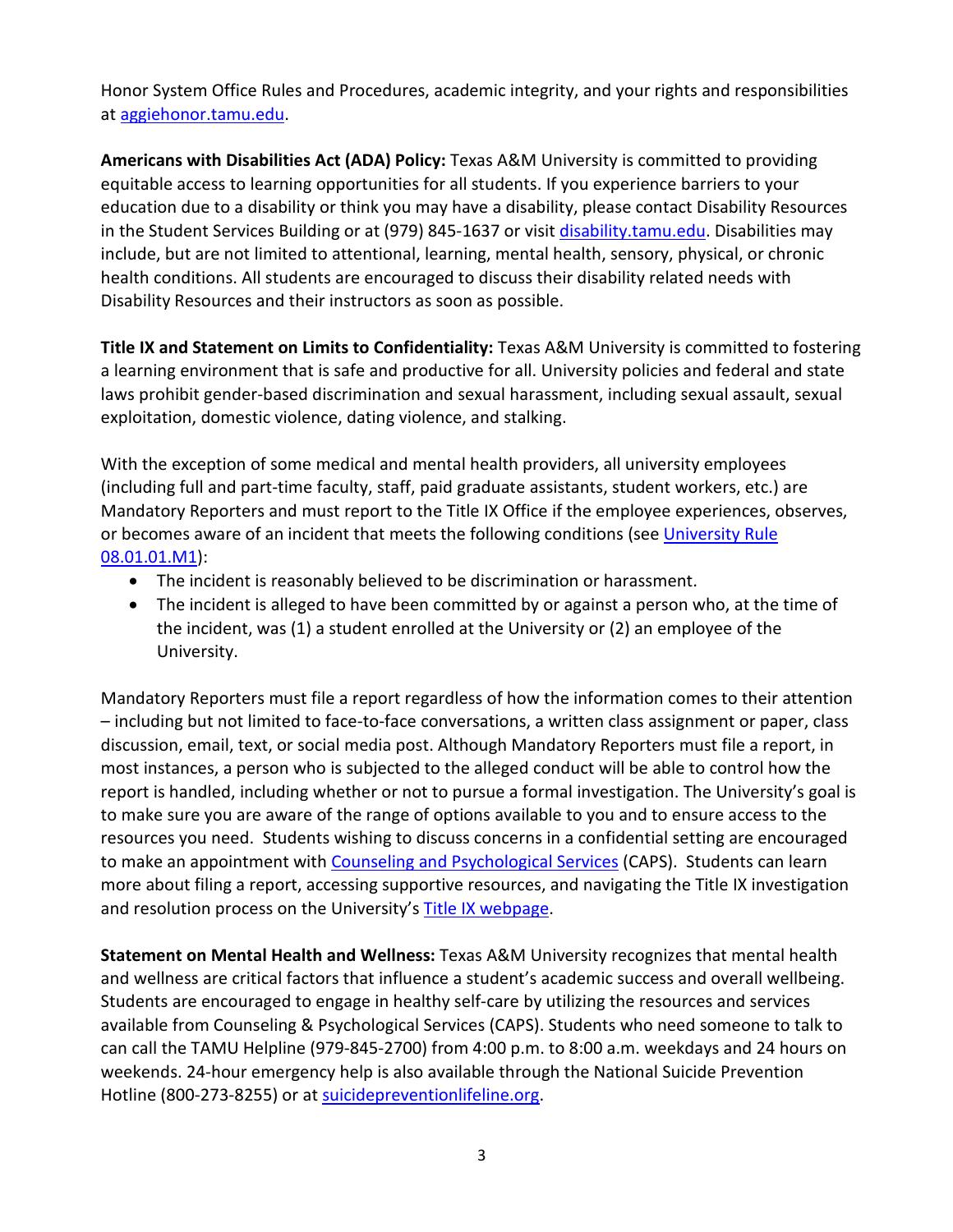Honor System Office Rules and Procedures, academic integrity, and your rights and responsibilities at [aggiehonor.tamu.edu](aggiehonor.tamu.edu).

**Americans with Disabilities Act (ADA) Policy:** Texas A&M University is committed to providing equitable access to learning opportunities for all students. If you experience barriers to your education due to a disability or think you may have a disability, please contact Disability Resources in the Student Services Building or at (979) 845-1637 or visit [disability.tamu.edu](disability.tamu.edu). Disabilities may include, but are not limited to attentional, learning, mental health, sensory, physical, or chronic health conditions. All students are encouraged to discuss their disability related needs with Disability Resources and their instructors as soon as possible.

**Title IX and Statement on Limits to Confidentiality:** Texas A&M University is committed to fostering a learning environment that is safe and productive for all. University policies and federal and state laws prohibit gender-based discrimination and sexual harassment, including sexual assault, sexual exploitation, domestic violence, dating violence, and stalking.

With the exception of some medical and mental health providers, all university employees (including full and part-time faculty, staff, paid graduate assistants, student workers, etc.) are Mandatory Reporters and must report to the Title IX Office if the employee experiences, observes, or becomes aware of an incident that meets the following conditions (see University Rule 08.01.01.M1):

- The incident is reasonably believed to be discrimination or harassment.
- The incident is alleged to have been committed by or against a person who, at the time of the incident, was (1) a student enrolled at the University or (2) an employee of the University.

Mandatory Reporters must file a report regardless of how the information comes to their attention – including but not limited to face-to-face conversations, a written class assignment or paper, class discussion, email, text, or social media post. Although Mandatory Reporters must file a report, in most instances, a person who is subjected to the alleged conduct will be able to control how the report is handled, including whether or not to pursue a formal investigation. The University's goal is to make sure you are aware of the range of options available to you and to ensure access to the resources you need. Students wishing to discuss concerns in a confidential setting are encouraged to make an appointment with Counseling and Psychological Services (CAPS). Students can learn more about filing a report, accessing supportive resources, and navigating the Title IX investigation and resolution process on the University's Title IX webpage.

**Statement on Mental Health and Wellness:** Texas A&M University recognizes that mental health and wellness are critical factors that influence a student's academic success and overall wellbeing. Students are encouraged to engage in healthy self-care by utilizing the resources and services available from Counseling & Psychological Services (CAPS). Students who need someone to talk to can call the TAMU Helpline (979-845-2700) from 4:00 p.m. to 8:00 a.m. weekdays and 24 hours on weekends. 24-hour emergency help is also available through the National Suicide Prevention Hotline (800-273-8255) or at [suicidepreventionlifeline.org](suicidepreventionlifeline.org).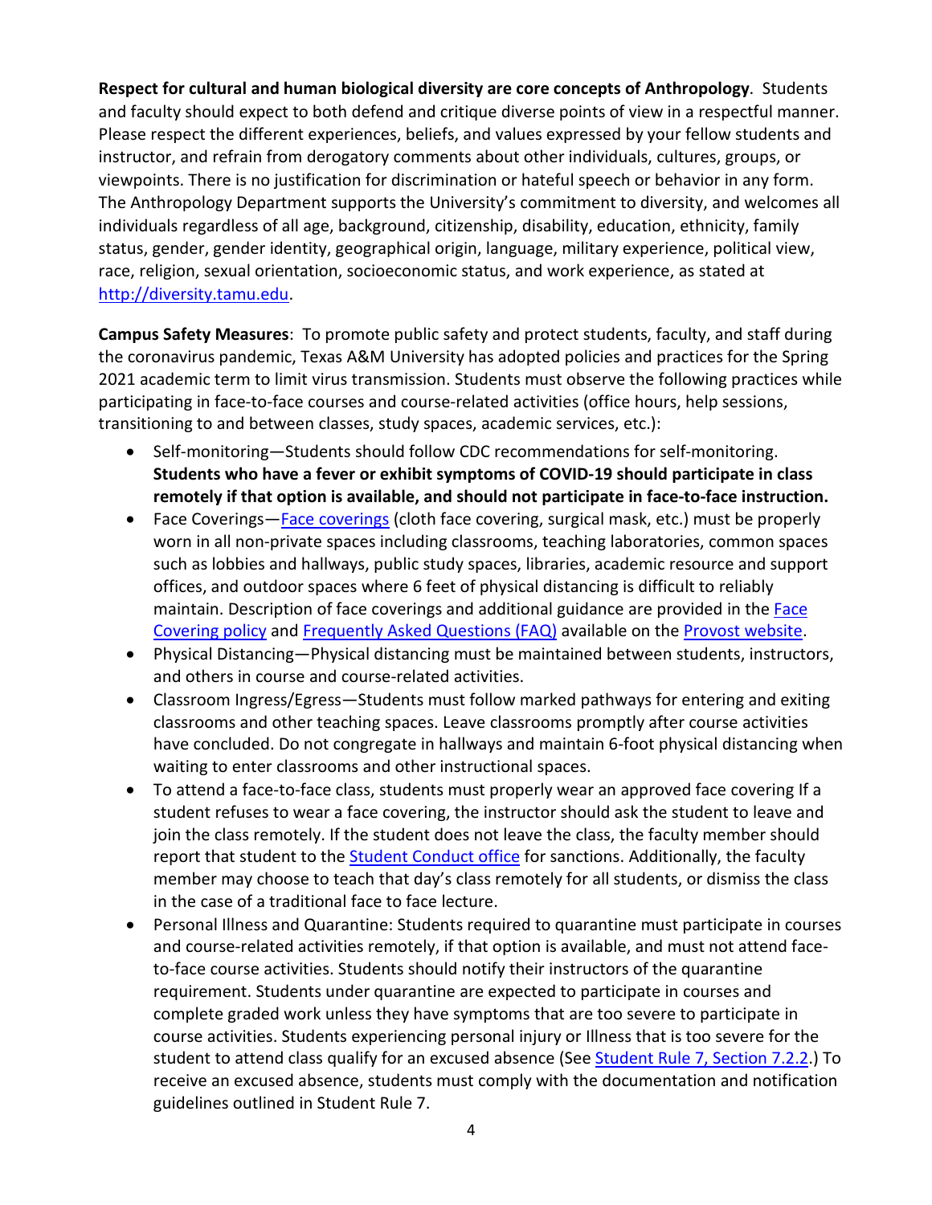**Respect for cultural and human biological diversity are core concepts of Anthropology**. Students and faculty should expect to both defend and critique diverse points of view in a respectful manner. Please respect the different experiences, beliefs, and values expressed by your fellow students and instructor, and refrain from derogatory comments about other individuals, cultures, groups, or viewpoints. There is no justification for discrimination or hateful speech or behavior in any form. The Anthropology Department supports the University's commitment to diversity, and welcomes all individuals regardless of all age, background, citizenship, disability, education, ethnicity, family status, gender, gender identity, geographical origin, language, military experience, political view, race, religion, sexual orientation, socioeconomic status, and work experience, as stated at http://diversity.tamu.edu.

**Campus Safety Measures**: To promote public safety and protect students, faculty, and staff during the coronavirus pandemic, Texas A&M University has adopted policies and practices for the Spring 2021 academic term to limit virus transmission. Students must observe the following practices while participating in face-to-face courses and course-related activities (office hours, help sessions, transitioning to and between classes, study spaces, academic services, etc.):

- Self-monitoring—Students should follow CDC recommendations for self-monitoring. **Students who have a fever or exhibit symptoms of COVID-19 should participate in class remotely if that option is available, and should not participate in face-to-face instruction.**
- Face Coverings—Face coverings (cloth face covering, surgical mask, etc.) must be properly worn in all non-private spaces including classrooms, teaching laboratories, common spaces such as lobbies and hallways, public study spaces, libraries, academic resource and support offices, and outdoor spaces where 6 feet of physical distancing is difficult to reliably maintain. Description of face coverings and additional guidance are provided in the Face Covering policy and Frequently Asked Questions (FAQ) available on the Provost website.
- Physical Distancing—Physical distancing must be maintained between students, instructors, and others in course and course-related activities.
- Classroom Ingress/Egress—Students must follow marked pathways for entering and exiting classrooms and other teaching spaces. Leave classrooms promptly after course activities have concluded. Do not congregate in hallways and maintain 6-foot physical distancing when waiting to enter classrooms and other instructional spaces.
- To attend a face-to-face class, students must properly wear an approved face covering If a student refuses to wear a face covering, the instructor should ask the student to leave and join the class remotely. If the student does not leave the class, the faculty member should report that student to the Student Conduct office for sanctions. Additionally, the faculty member may choose to teach that day's class remotely for all students, or dismiss the class in the case of a traditional face to face lecture.
- Personal Illness and Quarantine: Students required to quarantine must participate in courses and course-related activities remotely, if that option is available, and must not attend face-to-face course activities. Students should notify their instructors of the quarantine requirement. Students under quarantine are expected to participate in courses and complete graded work unless they have symptoms that are too severe to participate in course activities. Students experiencing personal injury or Illness that is too severe for the student to attend class qualify for an excused absence (See Student Rule 7, Section 7.2.2.) To receive an excused absence, students must comply with the documentation and notification guidelines outlined in Student Rule 7.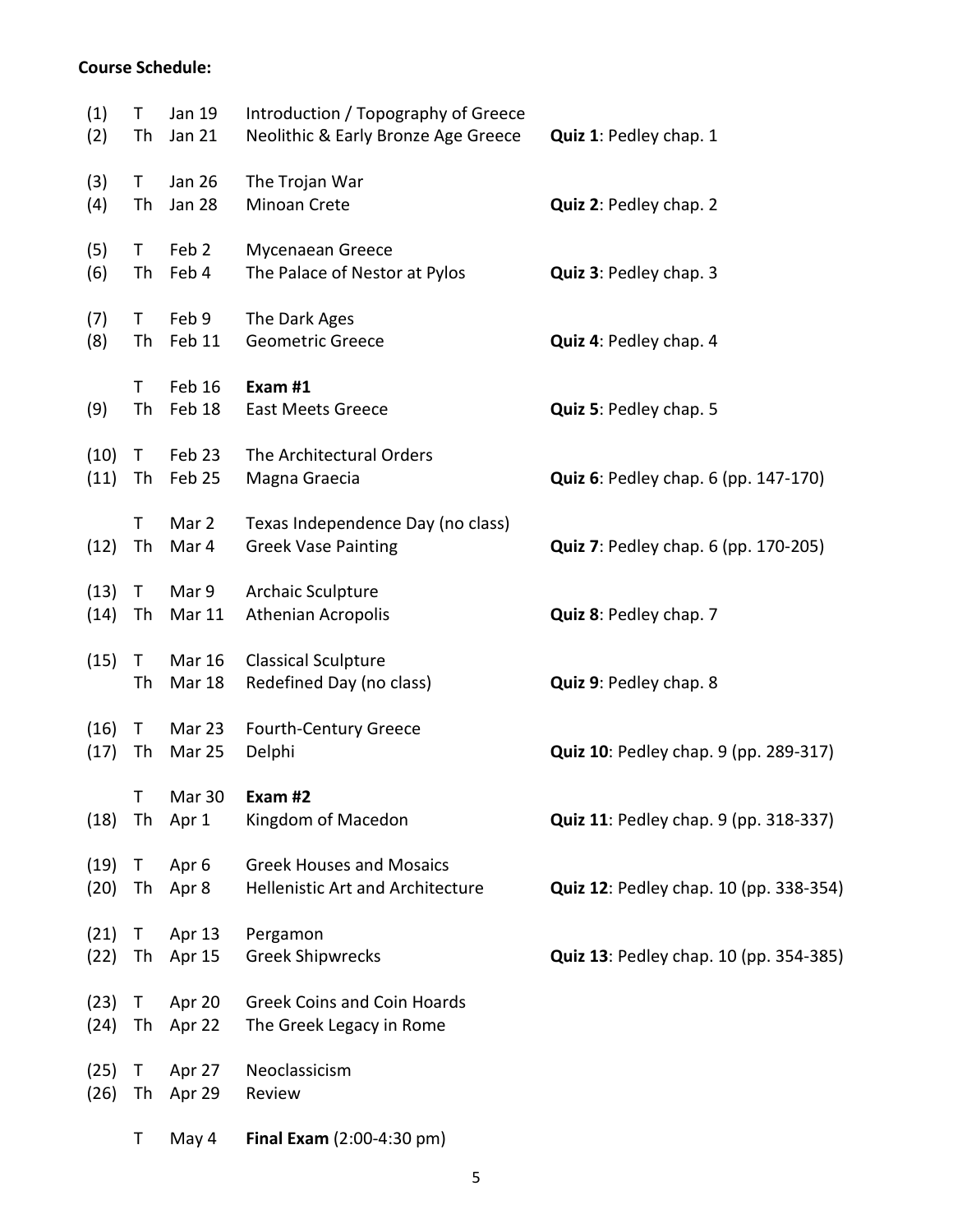**Course Schedule:**

| | | | | |
|---|---|---|---|---|
| (1) | T | Jan 19 | Introduction / Topography of Greece | |
| (2) | Th | Jan 21 | Neolithic & Early Bronze Age Greece | **Quiz 1**: Pedley chap. 1 |
| (3) | T | Jan 26 | The Trojan War | |
| (4) | Th | Jan 28 | Minoan Crete | **Quiz 2**: Pedley chap. 2 |
| (5) | T | Feb 2 | Mycenaean Greece | |
| (6) | Th | Feb 4 | The Palace of Nestor at Pylos | **Quiz 3**: Pedley chap. 3 |
| (7) | T | Feb 9 | The Dark Ages | |
| (8) | Th | Feb 11 | Geometric Greece | **Quiz 4**: Pedley chap. 4 |
| | T | Feb 16 | **Exam #1** | |
| (9) | Th | Feb 18 | East Meets Greece | **Quiz 5**: Pedley chap. 5 |
| (10) | T | Feb 23 | The Architectural Orders | |
| (11) | Th | Feb 25 | Magna Graecia | **Quiz 6**: Pedley chap. 6 (pp. 147-170) |
| | T | Mar 2 | Texas Independence Day (no class) | |
| (12) | Th | Mar 4 | Greek Vase Painting | **Quiz 7**: Pedley chap. 6 (pp. 170-205) |
| (13) | T | Mar 9 | Archaic Sculpture | |
| (14) | Th | Mar 11 | Athenian Acropolis | **Quiz 8**: Pedley chap. 7 |
| (15) | T | Mar 16 | Classical Sculpture | |
| | Th | Mar 18 | Redefined Day (no class) | **Quiz 9**: Pedley chap. 8 |
| (16) | T | Mar 23 | Fourth-Century Greece | |
| (17) | Th | Mar 25 | Delphi | **Quiz 10**: Pedley chap. 9 (pp. 289-317) |
| | T | Mar 30 | **Exam #2** | |
| (18) | Th | Apr 1 | Kingdom of Macedon | **Quiz 11**: Pedley chap. 9 (pp. 318-337) |
| (19) | T | Apr 6 | Greek Houses and Mosaics | |
| (20) | Th | Apr 8 | Hellenistic Art and Architecture | **Quiz 12**: Pedley chap. 10 (pp. 338-354) |
| (21) | T | Apr 13 | Pergamon | |
| (22) | Th | Apr 15 | Greek Shipwrecks | **Quiz 13**: Pedley chap. 10 (pp. 354-385) |
| (23) | T | Apr 20 | Greek Coins and Coin Hoards | |
| (24) | Th | Apr 22 | The Greek Legacy in Rome | |
| (25) | T | Apr 27 | Neoclassicism | |
| (26) | Th | Apr 29 | Review | |
| | T | May 4 | **Final Exam** (2:00-4:30 pm) | |